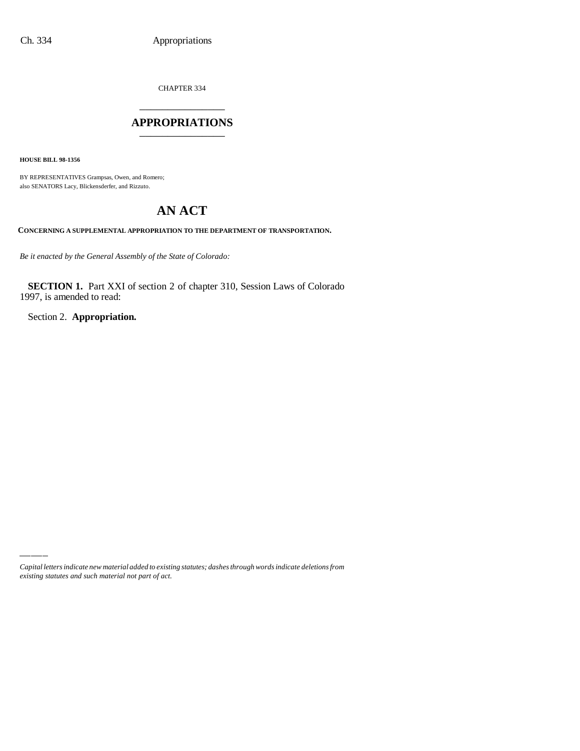CHAPTER 334

# APPROPRIATIONS

**HOUSE BILL 98-1356**

BY REPRESENTATIVES Grampsas, Owen, and Romero;
also SENATORS Lacy, Blickensderfer, and Rizzuto.

# AN ACT

**CONCERNING A SUPPLEMENTAL APPROPRIATION TO THE DEPARTMENT OF TRANSPORTATION.**

*Be it enacted by the General Assembly of the State of Colorado:*

**SECTION 1.** Part XXI of section 2 of chapter 310, Session Laws of Colorado 1997, is amended to read:

Section 2. **Appropriation.**

---

*Capital letters indicate new material added to existing statutes; dashes through words indicate deletions from existing statutes and such material not part of act.*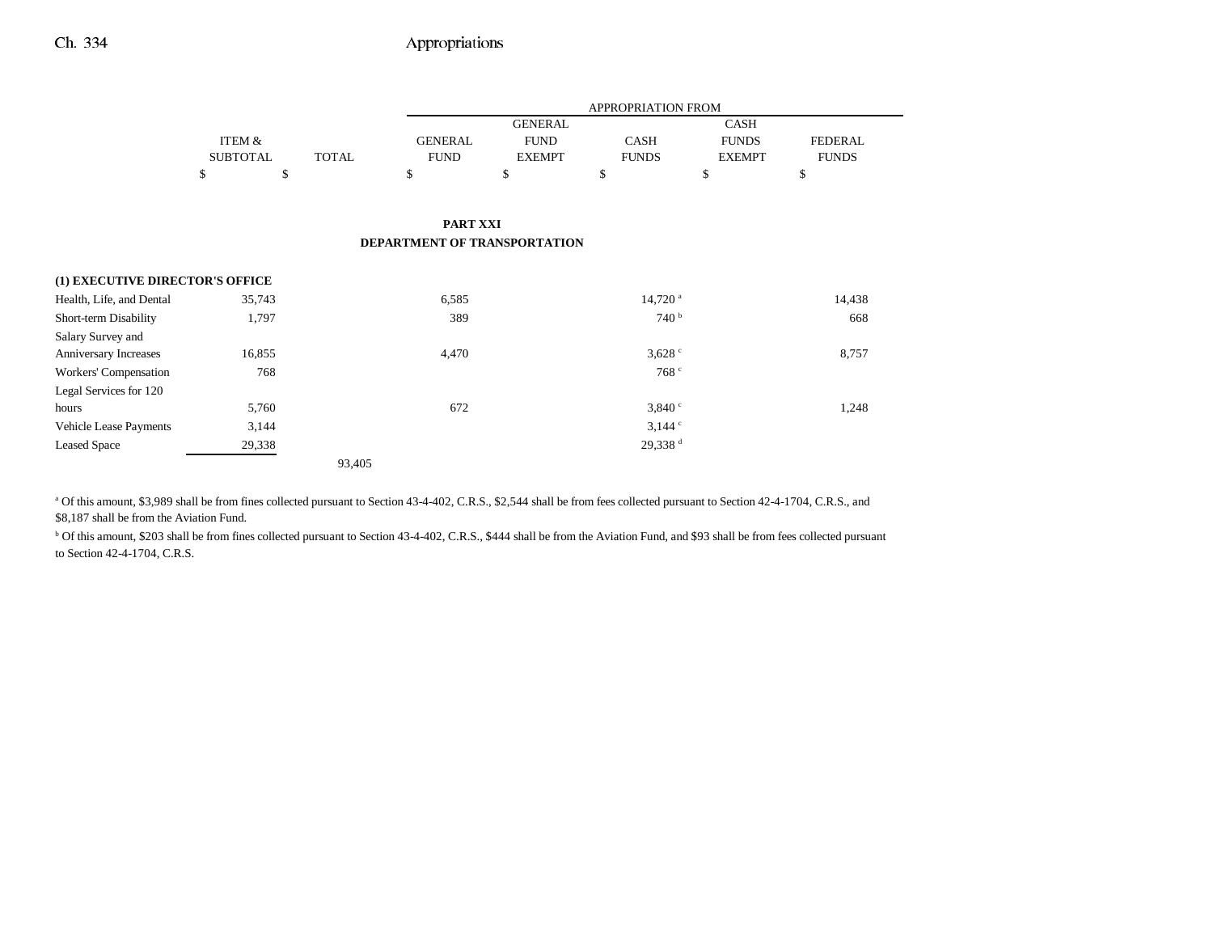| | ITEM & SUBTOTAL | TOTAL | APPROPRIATION FROM GENERAL FUND | GENERAL FUND EXEMPT | CASH FUNDS | CASH FUNDS EXEMPT | FEDERAL FUNDS |
|---|---|---|---|---|---|---|---|
| | $ | $ | $ | $ | $ | $ | $ |

**PART XXI**

**DEPARTMENT OF TRANSPORTATION**

| | ITEM & SUBTOTAL | TOTAL | GENERAL FUND | GENERAL FUND EXEMPT | CASH FUNDS | CASH FUNDS EXEMPT | FEDERAL FUNDS |
|---|---|---|---|---|---|---|---|
| **(1) EXECUTIVE DIRECTOR'S OFFICE** | | | | | | | |
| Health, Life, and Dental | 35,743 | | 6,585 | | 14,720[a] | | 14,438 |
| Short-term Disability | 1,797 | | 389 | | 740[b] | | 668 |
| Salary Survey and Anniversary Increases | 16,855 | | 4,470 | | 3,628[c] | | 8,757 |
| Workers' Compensation | 768 | | | | 768[c] | | |
| Legal Services for 120 hours | 5,760 | | 672 | | 3,840[c] | | 1,248 |
| Vehicle Lease Payments | 3,144 | | | | 3,144[c] | | |
| Leased Space | 29,338 | | | | 29,338[d] | | |
| | | 93,405 | | | | | |

[a] Of this amount, $3,989 shall be from fines collected pursuant to Section 43-4-402, C.R.S., $2,544 shall be from fees collected pursuant to Section 42-4-1704, C.R.S., and $8,187 shall be from the Aviation Fund.

[b] Of this amount, $203 shall be from fines collected pursuant to Section 43-4-402, C.R.S., $444 shall be from the Aviation Fund, and $93 shall be from fees collected pursuant to Section 42-4-1704, C.R.S.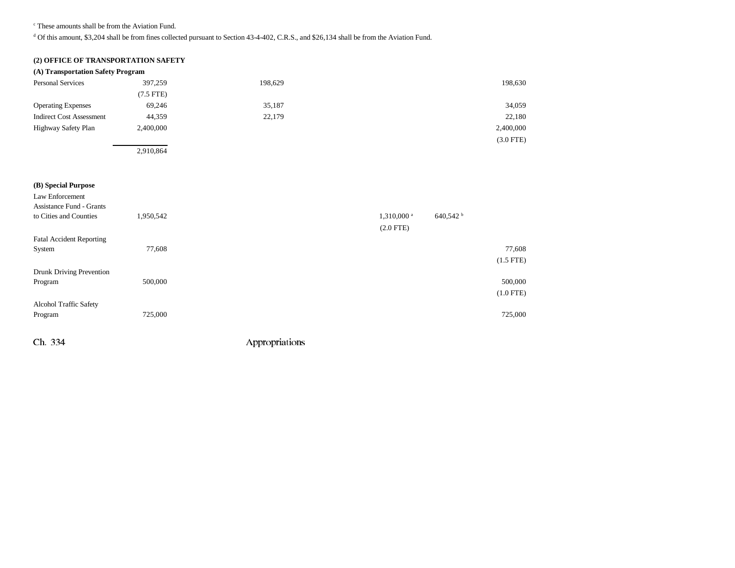[c] These amounts shall be from the Aviation Fund.

[d] Of this amount, $3,204 shall be from fines collected pursuant to Section 43-4-402, C.R.S., and $26,134 shall be from the Aviation Fund.

**(2) OFFICE OF TRANSPORTATION SAFETY**

**(A) Transportation Safety Program**

| | | | | | |
|---|---|---|---|---|---|
| Personal Services | 397,259 | 198,629 | | | 198,630 |
| | (7.5 FTE) | | | | |
| Operating Expenses | 69,246 | 35,187 | | | 34,059 |
| Indirect Cost Assessment | 44,359 | 22,179 | | | 22,180 |
| Highway Safety Plan | 2,400,000 | | | | 2,400,000 |
| | | | | | (3.0 FTE) |
| | 2,910,864 | | | | |

**(B) Special Purpose**

| | | | | | |
|---|---|---|---|---|---|
| Law Enforcement Assistance Fund - Grants to Cities and Counties | 1,950,542 | | 1,310,000 [a] | 640,542 [b] | |
| | | | (2.0 FTE) | | |
| Fatal Accident Reporting System | 77,608 | | | | 77,608 |
| | | | | | (1.5 FTE) |
| Drunk Driving Prevention Program | 500,000 | | | | 500,000 |
| | | | | | (1.0 FTE) |
| Alcohol Traffic Safety Program | 725,000 | | | | 725,000 |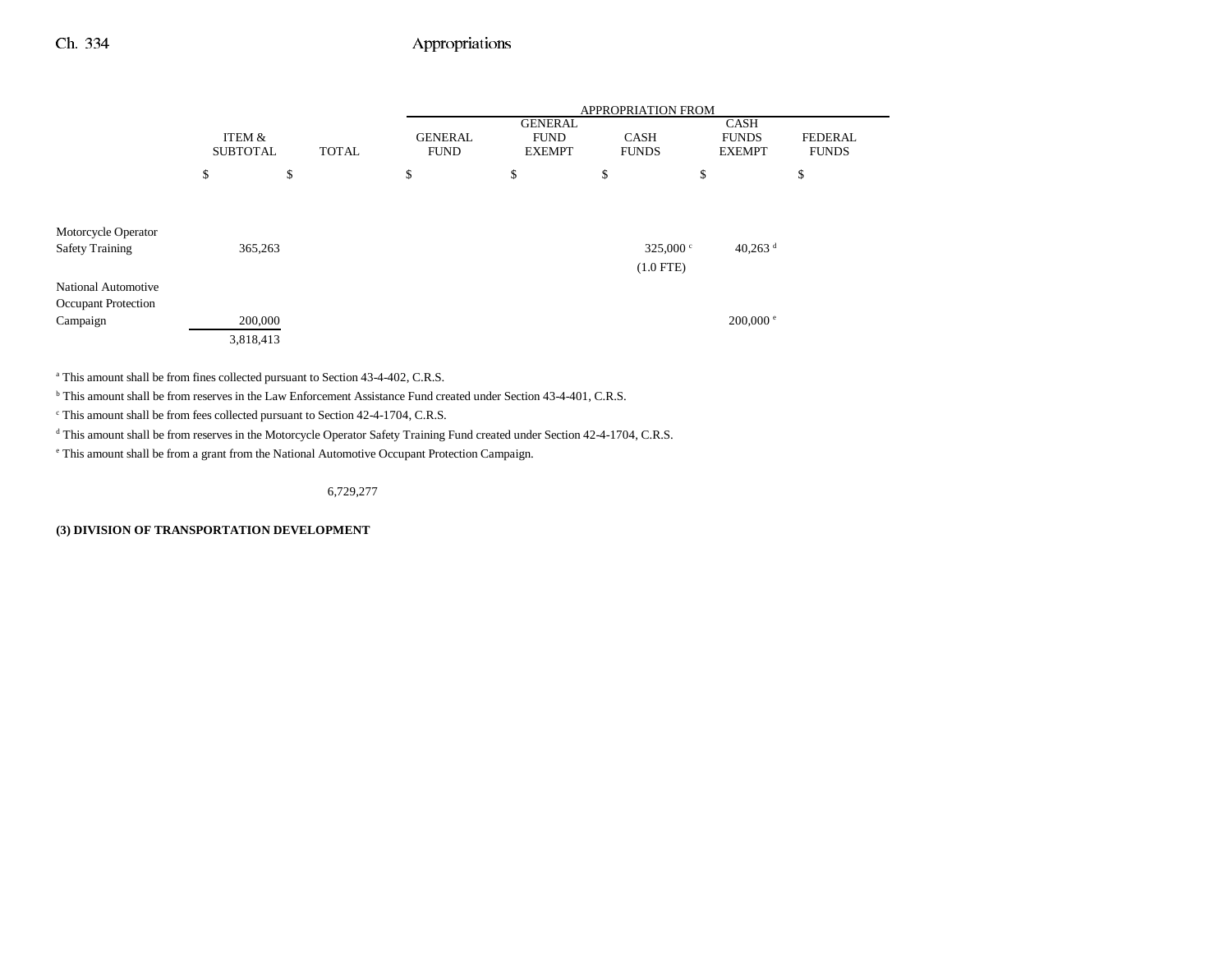| | ITEM & SUBTOTAL | TOTAL | APPROPRIATION FROM GENERAL FUND | GENERAL FUND EXEMPT | CASH FUNDS | CASH FUNDS EXEMPT | FEDERAL FUNDS |
|---|---|---|---|---|---|---|---|
| | $ | $ | $ | $ | $ | $ | $ |
| Motorcycle Operator Safety Training | 365,263 | | | | 325,000 [c] (1.0 FTE) | 40,263 [d] | |
| National Automotive Occupant Protection Campaign | 200,000 | | | | | 200,000 [e] | |
| | 3,818,413 | | | | | | |

[a] This amount shall be from fines collected pursuant to Section 43-4-402, C.R.S.

[b] This amount shall be from reserves in the Law Enforcement Assistance Fund created under Section 43-4-401, C.R.S.

[c] This amount shall be from fees collected pursuant to Section 42-4-1704, C.R.S.

[d] This amount shall be from reserves in the Motorcycle Operator Safety Training Fund created under Section 42-4-1704, C.R.S.

[e] This amount shall be from a grant from the National Automotive Occupant Protection Campaign.

6,729,277

**(3) DIVISION OF TRANSPORTATION DEVELOPMENT**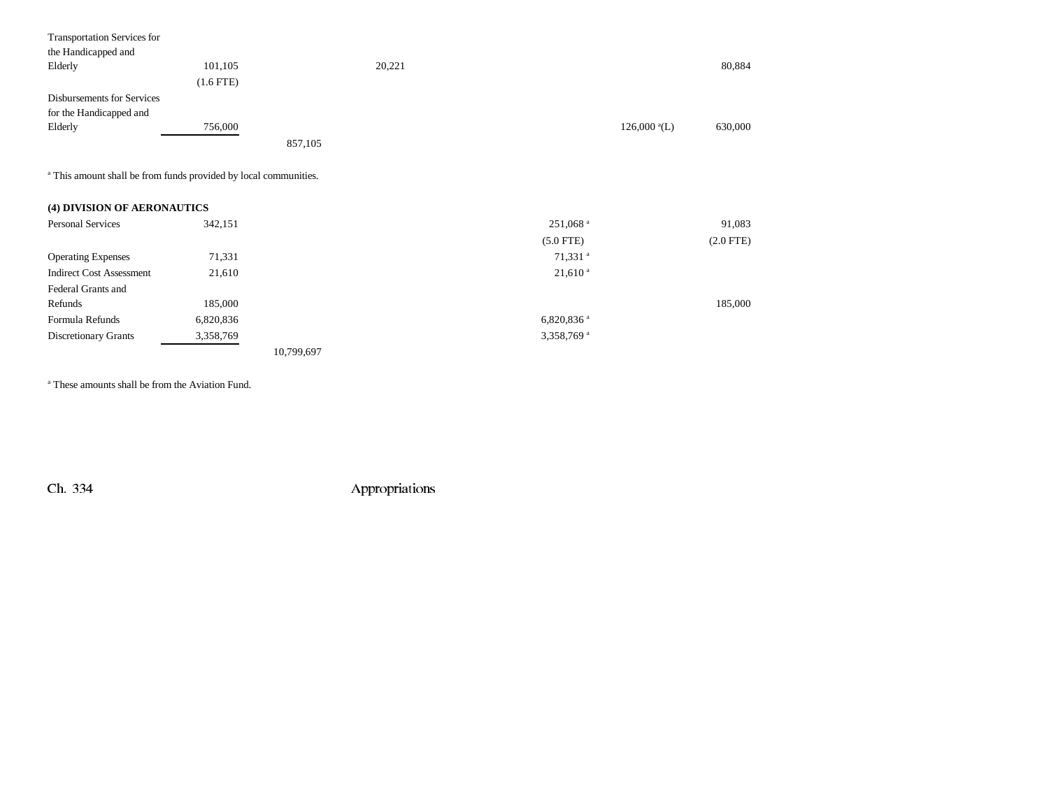| | | | | | | |
|---|---|---|---|---|---|---|
| Transportation Services for the Handicapped and Elderly | 101,105 | | 20,221 | | | 80,884 |
| | (1.6 FTE) | | | | | |
| Disbursements for Services for the Handicapped and Elderly | 756,000 | | | | 126,000[a](L) | 630,000 |
| | | 857,105 | | | | |

[a] This amount shall be from funds provided by local communities.

**(4) DIVISION OF AERONAUTICS**

| | | | | | | |
|---|---|---|---|---|---|---|
| Personal Services | 342,151 | | | 251,068[a] | | 91,083 |
| | | | | (5.0 FTE) | | (2.0 FTE) |
| Operating Expenses | 71,331 | | | 71,331[a] | | |
| Indirect Cost Assessment | 21,610 | | | 21,610[a] | | |
| Federal Grants and Refunds | 185,000 | | | | | 185,000 |
| Formula Refunds | 6,820,836 | | | 6,820,836[a] | | |
| Discretionary Grants | 3,358,769 | | | 3,358,769[a] | | |
| | | 10,799,697 | | | | |

[a] These amounts shall be from the Aviation Fund.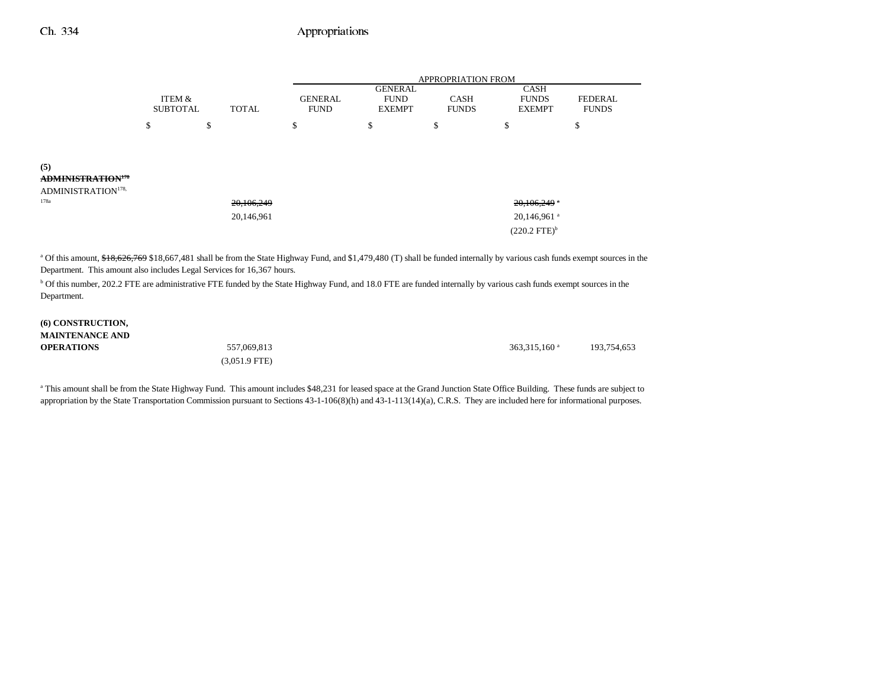| | ITEM & SUBTOTAL | TOTAL | APPROPRIATION FROM GENERAL FUND | GENERAL FUND EXEMPT | CASH FUNDS | CASH FUNDS EXEMPT | FEDERAL FUNDS |
|---|---|---|---|---|---|---|---|
| | $ | $ | $ | $ | $ | $ | $ |
| **(5) ~~ADMINISTRATION~~[178] ADMINISTRATION[178, 178a]** | | ~~20,106,249~~ 20,146,961 | | | | ~~20,106,249~~[a] 20,146,961[a] (220.2 FTE)[b] | |

[a] Of this amount, ~~$18,626,769~~ $18,667,481 shall be from the State Highway Fund, and $1,479,480 (T) shall be funded internally by various cash funds exempt sources in the Department. This amount also includes Legal Services for 16,367 hours.

[b] Of this number, 202.2 FTE are administrative FTE funded by the State Highway Fund, and 18.0 FTE are funded internally by various cash funds exempt sources in the Department.

| | ITEM & SUBTOTAL | TOTAL | GENERAL FUND | GENERAL FUND EXEMPT | CASH FUNDS | CASH FUNDS EXEMPT | FEDERAL FUNDS |
|---|---|---|---|---|---|---|---|
| **(6) CONSTRUCTION, MAINTENANCE AND OPERATIONS** | | 557,069,813 (3,051.9 FTE) | | | | 363,315,160[a] | 193,754,653 |

[a] This amount shall be from the State Highway Fund. This amount includes $48,231 for leased space at the Grand Junction State Office Building. These funds are subject to appropriation by the State Transportation Commission pursuant to Sections 43-1-106(8)(h) and 43-1-113(14)(a), C.R.S. They are included here for informational purposes.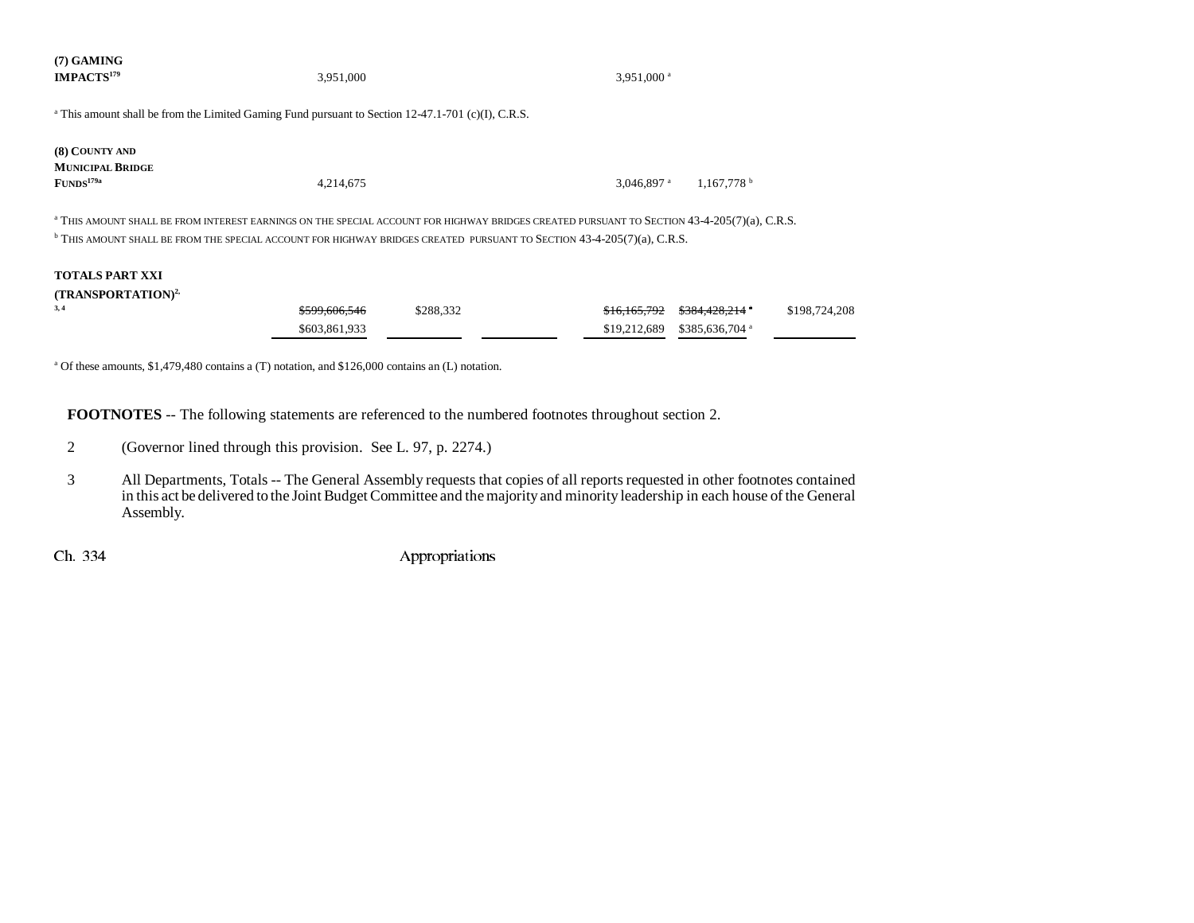| | | | | | | |
|---|---|---|---|---|---|---|
| **(7) GAMING IMPACTS**[179] | 3,951,000 | | | 3,951,000 [a] | | |

[a] This amount shall be from the Limited Gaming Fund pursuant to Section 12-47.1-701 (c)(I), C.R.S.

| | | | | | | |
|---|---|---|---|---|---|---|
| **(8) COUNTY AND MUNICIPAL BRIDGE FUNDS**[179a] | 4,214,675 | | | 3,046,897 [a] | 1,167,778 [b] | |

[a] THIS AMOUNT SHALL BE FROM INTEREST EARNINGS ON THE SPECIAL ACCOUNT FOR HIGHWAY BRIDGES CREATED PURSUANT TO SECTION 43-4-205(7)(a), C.R.S.

[b] THIS AMOUNT SHALL BE FROM THE SPECIAL ACCOUNT FOR HIGHWAY BRIDGES CREATED PURSUANT TO SECTION 43-4-205(7)(a), C.R.S.

| | | | | | | |
|---|---|---|---|---|---|---|
| **TOTALS PART XXI (TRANSPORTATION)**[2, 3, 4] | ~~$599,606,546~~ | $288,332 | | ~~$16,165,792~~ | ~~$384,428,214~~ [a] | $198,724,208 |
| | $603,861,933 | | | $19,212,689 | $385,636,704 [a] | |

[a] Of these amounts, $1,479,480 contains a (T) notation, and $126,000 contains an (L) notation.

**FOOTNOTES** -- The following statements are referenced to the numbered footnotes throughout section 2.

2 (Governor lined through this provision. See L. 97, p. 2274.)

3 All Departments, Totals -- The General Assembly requests that copies of all reports requested in other footnotes contained in this act be delivered to the Joint Budget Committee and the majority and minority leadership in each house of the General Assembly.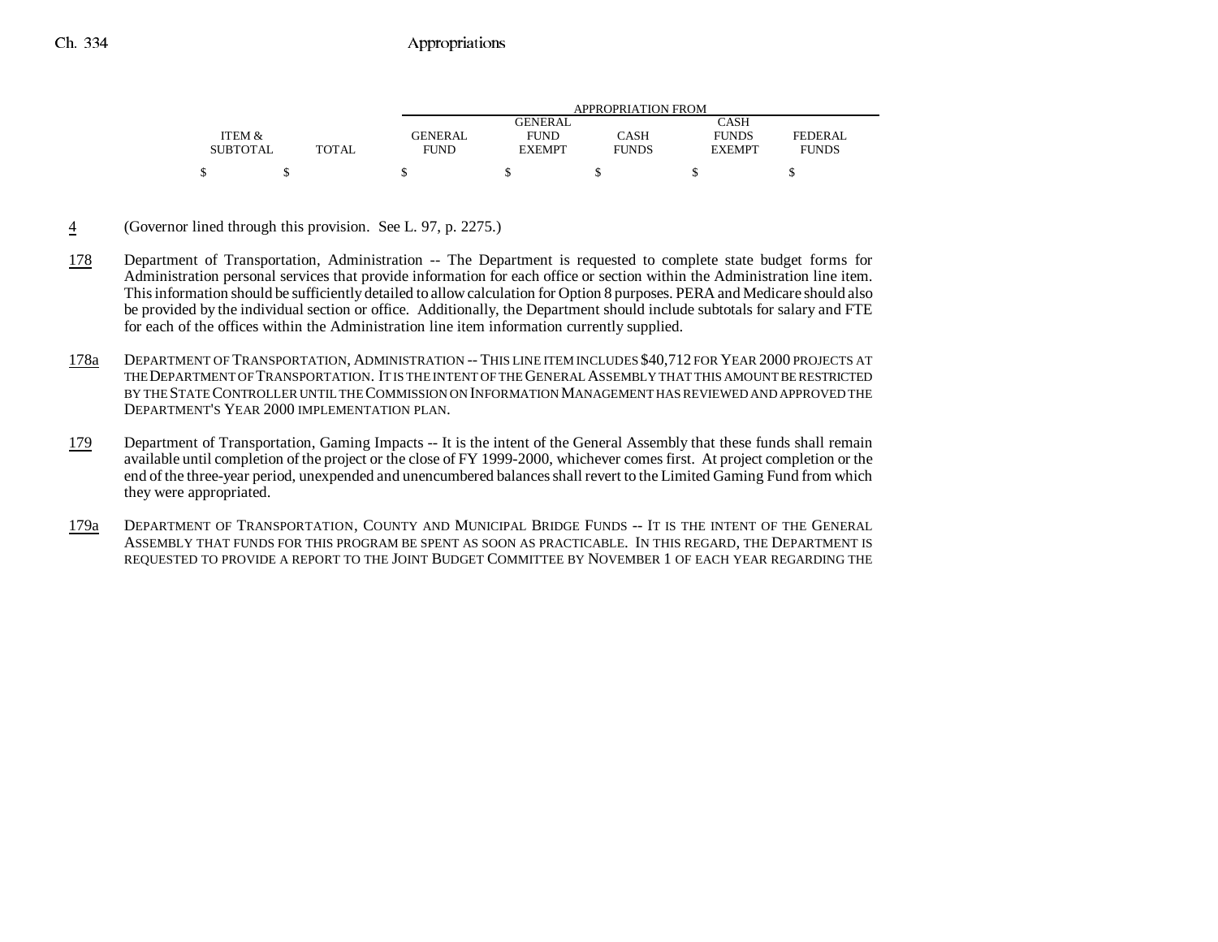| ITEM & SUBTOTAL | TOTAL | GENERAL FUND | GENERAL FUND EXEMPT | CASH FUNDS | CASH FUNDS EXEMPT | FEDERAL FUNDS |
|---|---|---|---|---|---|---|
| $ | $ | $ | $ | $ | $ | $ |

4 (Governor lined through this provision. See L. 97, p. 2275.)

178 Department of Transportation, Administration -- The Department is requested to complete state budget forms for Administration personal services that provide information for each office or section within the Administration line item. This information should be sufficiently detailed to allow calculation for Option 8 purposes. PERA and Medicare should also be provided by the individual section or office. Additionally, the Department should include subtotals for salary and FTE for each of the offices within the Administration line item information currently supplied.

178a DEPARTMENT OF TRANSPORTATION, ADMINISTRATION -- THIS LINE ITEM INCLUDES $40,712 FOR YEAR 2000 PROJECTS AT THE DEPARTMENT OF TRANSPORTATION. IT IS THE INTENT OF THE GENERAL ASSEMBLY THAT THIS AMOUNT BE RESTRICTED BY THE STATE CONTROLLER UNTIL THE COMMISSION ON INFORMATION MANAGEMENT HAS REVIEWED AND APPROVED THE DEPARTMENT'S YEAR 2000 IMPLEMENTATION PLAN.

179 Department of Transportation, Gaming Impacts -- It is the intent of the General Assembly that these funds shall remain available until completion of the project or the close of FY 1999-2000, whichever comes first. At project completion or the end of the three-year period, unexpended and unencumbered balances shall revert to the Limited Gaming Fund from which they were appropriated.

179a DEPARTMENT OF TRANSPORTATION, COUNTY AND MUNICIPAL BRIDGE FUNDS -- IT IS THE INTENT OF THE GENERAL ASSEMBLY THAT FUNDS FOR THIS PROGRAM BE SPENT AS SOON AS PRACTICABLE. IN THIS REGARD, THE DEPARTMENT IS REQUESTED TO PROVIDE A REPORT TO THE JOINT BUDGET COMMITTEE BY NOVEMBER 1 OF EACH YEAR REGARDING THE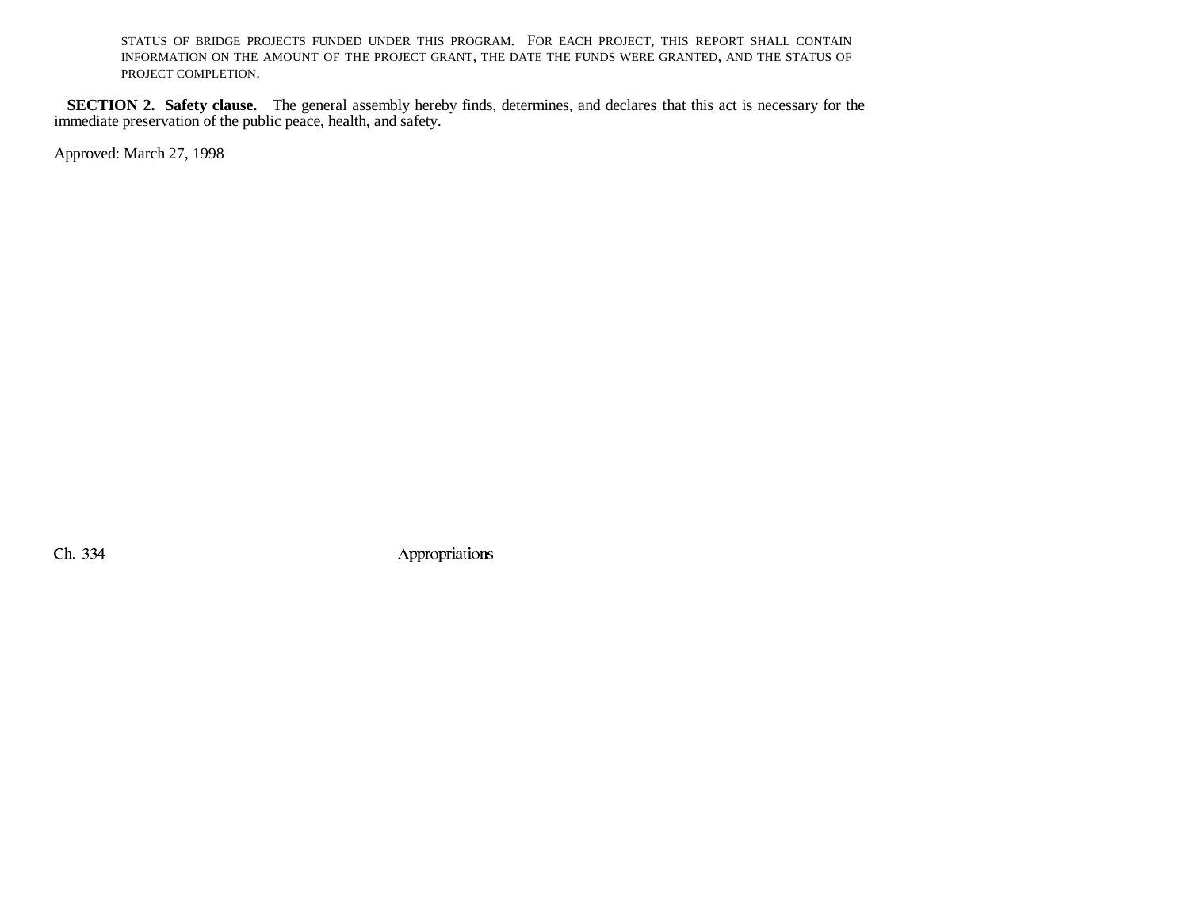STATUS OF BRIDGE PROJECTS FUNDED UNDER THIS PROGRAM. FOR EACH PROJECT, THIS REPORT SHALL CONTAIN INFORMATION ON THE AMOUNT OF THE PROJECT GRANT, THE DATE THE FUNDS WERE GRANTED, AND THE STATUS OF PROJECT COMPLETION.

**SECTION 2. Safety clause.** The general assembly hereby finds, determines, and declares that this act is necessary for the immediate preservation of the public peace, health, and safety.

Approved: March 27, 1998